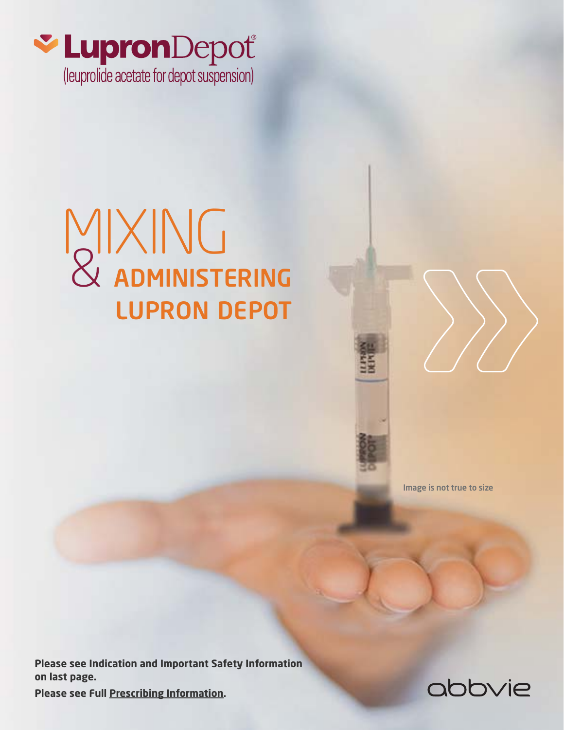**LupronDepot®**
(leuprolide acetate for depot suspension)

# MIXING & ADMINISTERING LUPRON DEPOT

Image is not true to size

**Please see Indication and Important Safety Information on last page.**

**Please see Full Prescribing Information.**

abbvie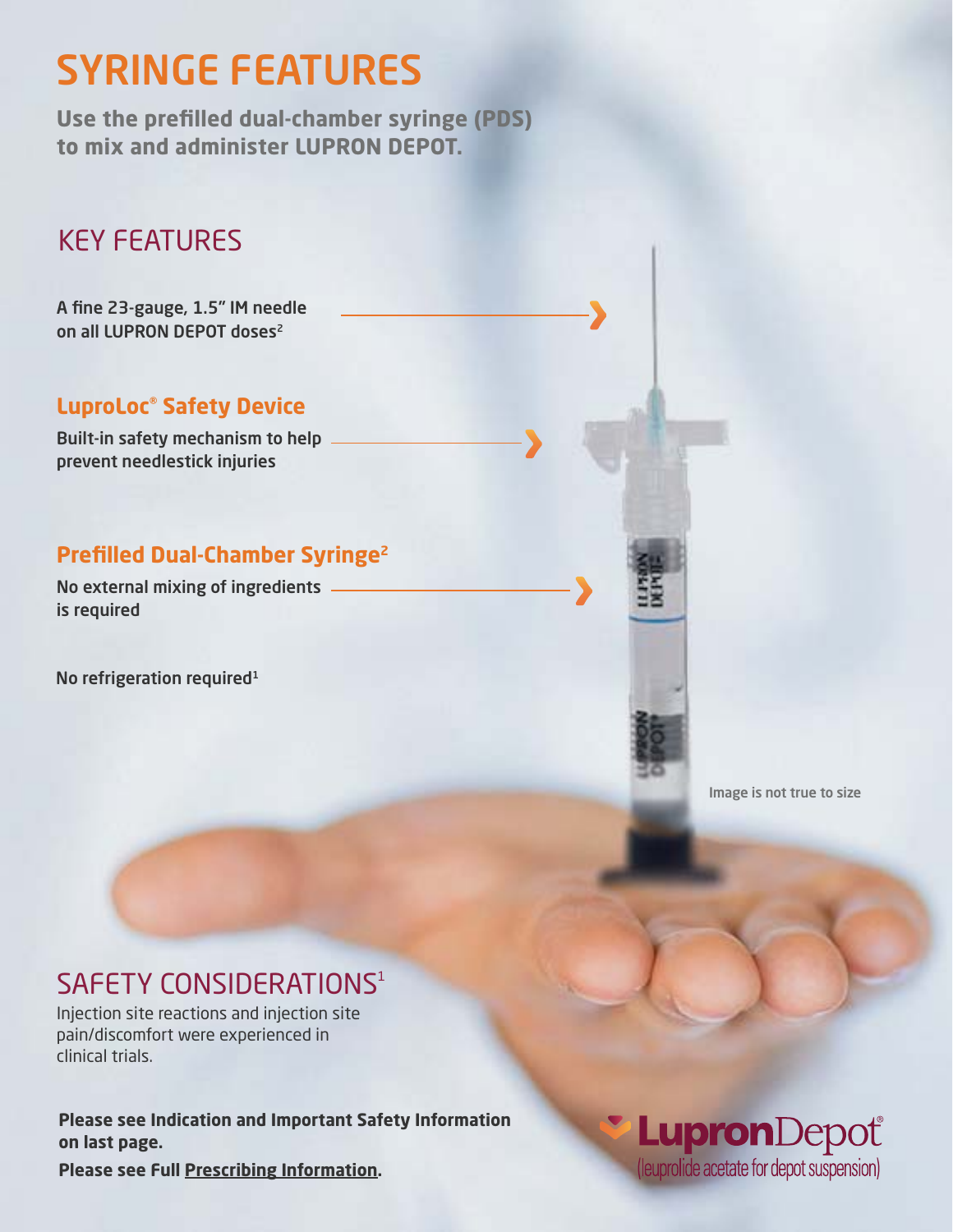# SYRINGE FEATURES

**Use the prefilled dual-chamber syringe (PDS) to mix and administer LUPRON DEPOT.**

## KEY FEATURES

A fine 23-gauge, 1.5" IM needle on all LUPRON DEPOT doses[2]

### LuproLoc® Safety Device

Built-in safety mechanism to help prevent needlestick injuries

### Prefilled Dual-Chamber Syringe[2]

No external mixing of ingredients is required

No refrigeration required[1]

Image is not true to size

## SAFETY CONSIDERATIONS[1]

Injection site reactions and injection site pain/discomfort were experienced in clinical trials.

**Please see Indication and Important Safety Information on last page.**

**Please see Full Prescribing Information.**

LupronDepot®
(leuprolide acetate for depot suspension)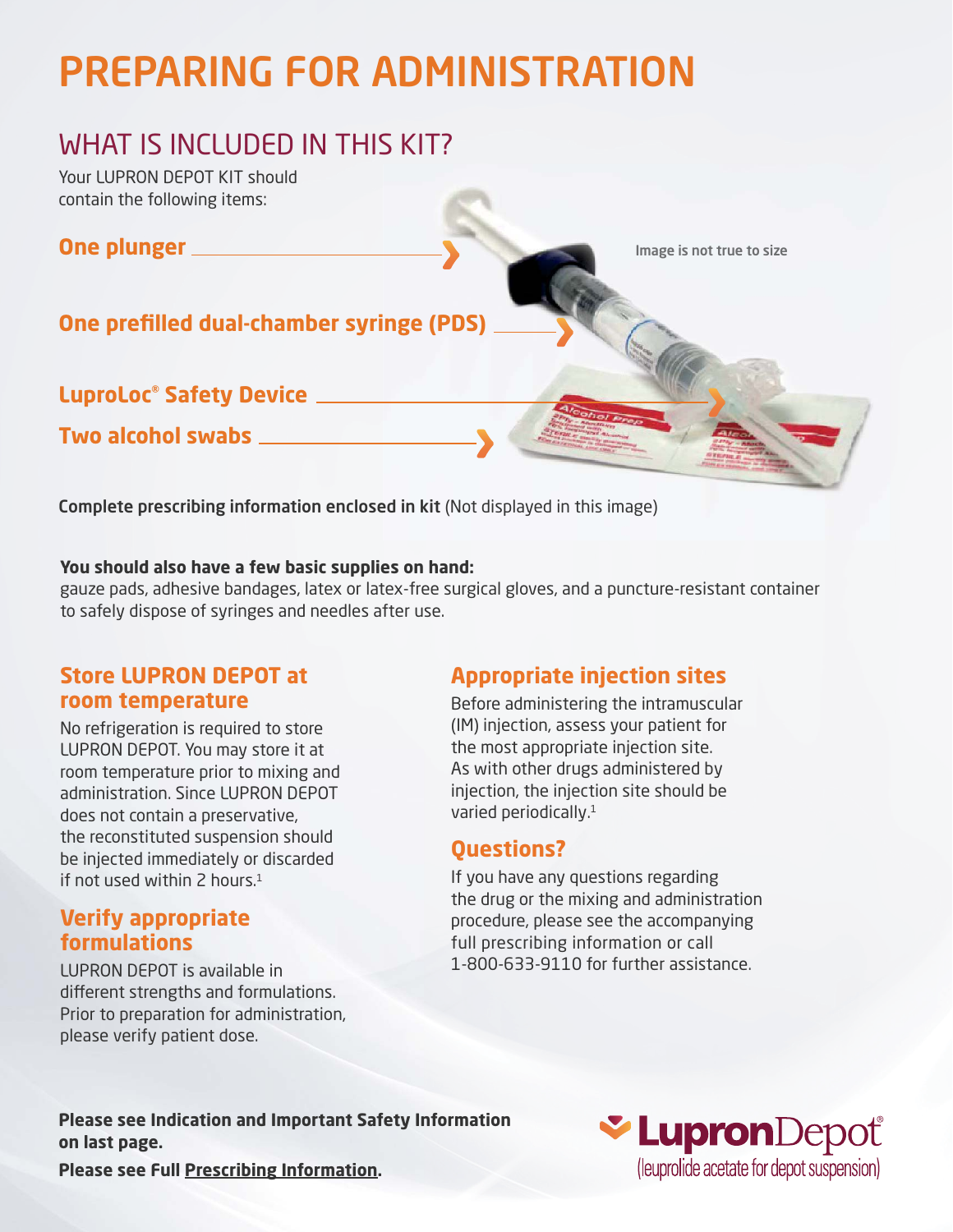# PREPARING FOR ADMINISTRATION

## WHAT IS INCLUDED IN THIS KIT?

Your LUPRON DEPOT KIT should contain the following items:

**One plunger**

**One prefilled dual-chamber syringe (PDS)**

**LuproLoc® Safety Device**

**Two alcohol swabs**

Image is not true to size

**Complete prescribing information enclosed in kit** (Not displayed in this image)

**You should also have a few basic supplies on hand:**
gauze pads, adhesive bandages, latex or latex-free surgical gloves, and a puncture-resistant container to safely dispose of syringes and needles after use.

### Store LUPRON DEPOT at room temperature

No refrigeration is required to store LUPRON DEPOT. You may store it at room temperature prior to mixing and administration. Since LUPRON DEPOT does not contain a preservative, the reconstituted suspension should be injected immediately or discarded if not used within 2 hours.[1]

### Verify appropriate formulations

LUPRON DEPOT is available in different strengths and formulations. Prior to preparation for administration, please verify patient dose.

### Appropriate injection sites

Before administering the intramuscular (IM) injection, assess your patient for the most appropriate injection site. As with other drugs administered by injection, the injection site should be varied periodically.[1]

### Questions?

If you have any questions regarding the drug or the mixing and administration procedure, please see the accompanying full prescribing information or call 1-800-633-9110 for further assistance.

**Please see Indication and Important Safety Information on last page.**

**Please see Full Prescribing Information.**

LupronDepot®
(leuprolide acetate for depot suspension)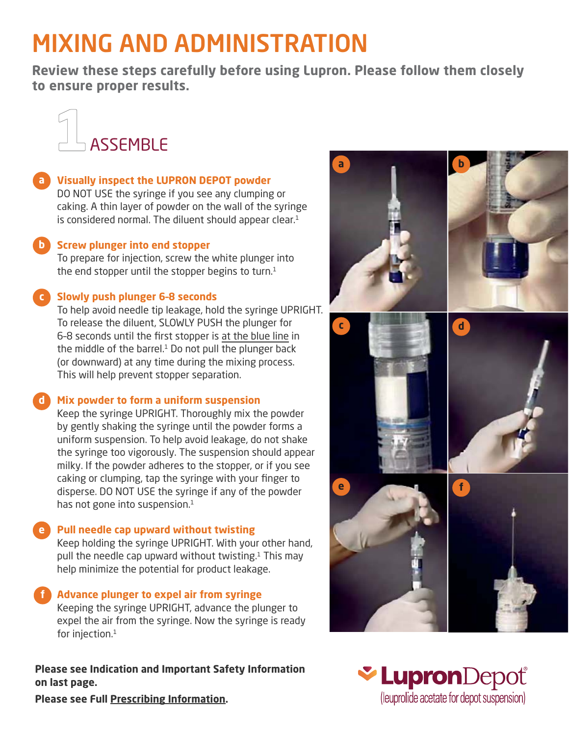# MIXING AND ADMINISTRATION

**Review these steps carefully before using Lupron. Please follow them closely to ensure proper results.**

## 1 ASSEMBLE

**a Visually inspect the LUPRON DEPOT powder**

DO NOT USE the syringe if you see any clumping or caking. A thin layer of powder on the wall of the syringe is considered normal. The diluent should appear clear.[1]

**b Screw plunger into end stopper**

To prepare for injection, screw the white plunger into the end stopper until the stopper begins to turn.[1]

**c Slowly push plunger 6-8 seconds**

To help avoid needle tip leakage, hold the syringe UPRIGHT. To release the diluent, SLOWLY PUSH the plunger for 6–8 seconds until the first stopper is <u>at the blue line</u> in the middle of the barrel.[1] Do not pull the plunger back (or downward) at any time during the mixing process. This will help prevent stopper separation.

**d Mix powder to form a uniform suspension**

Keep the syringe UPRIGHT. Thoroughly mix the powder by gently shaking the syringe until the powder forms a uniform suspension. To help avoid leakage, do not shake the syringe too vigorously. The suspension should appear milky. If the powder adheres to the stopper, or if you see caking or clumping, tap the syringe with your finger to disperse. DO NOT USE the syringe if any of the powder has not gone into suspension.[1]

**e Pull needle cap upward without twisting**

Keep holding the syringe UPRIGHT. With your other hand, pull the needle cap upward without twisting.[1] This may help minimize the potential for product leakage.

**f Advance plunger to expel air from syringe**

Keeping the syringe UPRIGHT, advance the plunger to expel the air from the syringe. Now the syringe is ready for injection.[1]

**Please see Indication and Important Safety Information on last page.**

**Please see Full <u>Prescribing Information</u>.**

LupronDepot®
(leuprolide acetate for depot suspension)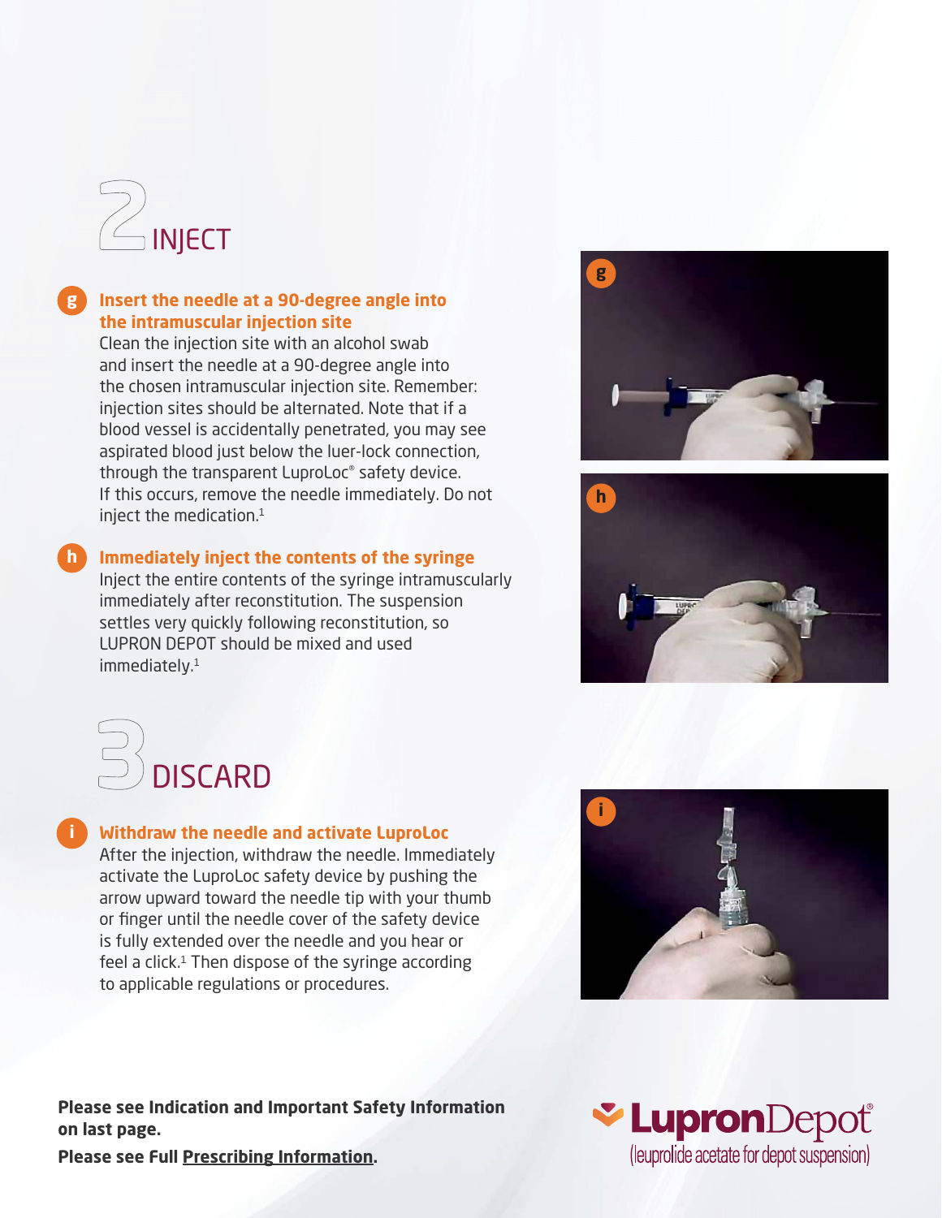## 2 INJECT

**g** **Insert the needle at a 90-degree angle into the intramuscular injection site**

Clean the injection site with an alcohol swab and insert the needle at a 90-degree angle into the chosen intramuscular injection site. Remember: injection sites should be alternated. Note that if a blood vessel is accidentally penetrated, you may see aspirated blood just below the luer-lock connection, through the transparent LuproLoc® safety device. If this occurs, remove the needle immediately. Do not inject the medication.[1]

**h** **Immediately inject the contents of the syringe**

Inject the entire contents of the syringe intramuscularly immediately after reconstitution. The suspension settles very quickly following reconstitution, so LUPRON DEPOT should be mixed and used immediately.[1]

## 3 DISCARD

**i** **Withdraw the needle and activate LuproLoc**

After the injection, withdraw the needle. Immediately activate the LuproLoc safety device by pushing the arrow upward toward the needle tip with your thumb or finger until the needle cover of the safety device is fully extended over the needle and you hear or feel a click.[1] Then dispose of the syringe according to applicable regulations or procedures.

**Please see Indication and Important Safety Information on last page.**

**Please see Full Prescribing Information.**

LupronDepot® (leuprolide acetate for depot suspension)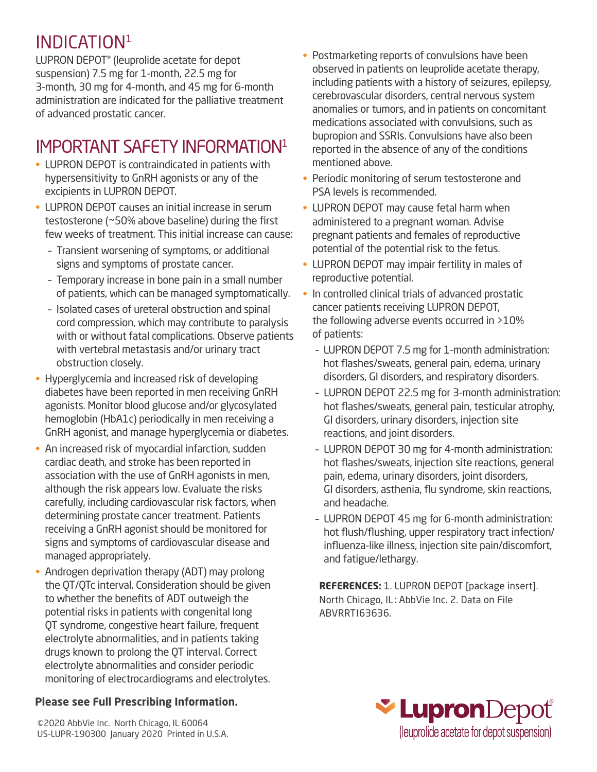# INDICATION[1]

LUPRON DEPOT® (leuprolide acetate for depot suspension) 7.5 mg for 1-month, 22.5 mg for 3-month, 30 mg for 4-month, and 45 mg for 6-month administration are indicated for the palliative treatment of advanced prostatic cancer.

# IMPORTANT SAFETY INFORMATION[1]

- LUPRON DEPOT is contraindicated in patients with hypersensitivity to GnRH agonists or any of the excipients in LUPRON DEPOT.
- LUPRON DEPOT causes an initial increase in serum testosterone (~50% above baseline) during the first few weeks of treatment. This initial increase can cause:
  - Transient worsening of symptoms, or additional signs and symptoms of prostate cancer.
  - Temporary increase in bone pain in a small number of patients, which can be managed symptomatically.
  - Isolated cases of ureteral obstruction and spinal cord compression, which may contribute to paralysis with or without fatal complications. Observe patients with vertebral metastasis and/or urinary tract obstruction closely.
- Hyperglycemia and increased risk of developing diabetes have been reported in men receiving GnRH agonists. Monitor blood glucose and/or glycosylated hemoglobin (HbA1c) periodically in men receiving a GnRH agonist, and manage hyperglycemia or diabetes.
- An increased risk of myocardial infarction, sudden cardiac death, and stroke has been reported in association with the use of GnRH agonists in men, although the risk appears low. Evaluate the risks carefully, including cardiovascular risk factors, when determining prostate cancer treatment. Patients receiving a GnRH agonist should be monitored for signs and symptoms of cardiovascular disease and managed appropriately.
- Androgen deprivation therapy (ADT) may prolong the QT/QTc interval. Consideration should be given to whether the benefits of ADT outweigh the potential risks in patients with congenital long QT syndrome, congestive heart failure, frequent electrolyte abnormalities, and in patients taking drugs known to prolong the QT interval. Correct electrolyte abnormalities and consider periodic monitoring of electrocardiograms and electrolytes.
- Postmarketing reports of convulsions have been observed in patients on leuprolide acetate therapy, including patients with a history of seizures, epilepsy, cerebrovascular disorders, central nervous system anomalies or tumors, and in patients on concomitant medications associated with convulsions, such as bupropion and SSRIs. Convulsions have also been reported in the absence of any of the conditions mentioned above.
- Periodic monitoring of serum testosterone and PSA levels is recommended.
- LUPRON DEPOT may cause fetal harm when administered to a pregnant woman. Advise pregnant patients and females of reproductive potential of the potential risk to the fetus.
- LUPRON DEPOT may impair fertility in males of reproductive potential.
- In controlled clinical trials of advanced prostatic cancer patients receiving LUPRON DEPOT, the following adverse events occurred in >10% of patients:
  - LUPRON DEPOT 7.5 mg for 1-month administration: hot flashes/sweats, general pain, edema, urinary disorders, GI disorders, and respiratory disorders.
  - LUPRON DEPOT 22.5 mg for 3-month administration: hot flashes/sweats, general pain, testicular atrophy, GI disorders, urinary disorders, injection site reactions, and joint disorders.
  - LUPRON DEPOT 30 mg for 4-month administration: hot flashes/sweats, injection site reactions, general pain, edema, urinary disorders, joint disorders, GI disorders, asthenia, flu syndrome, skin reactions, and headache.
  - LUPRON DEPOT 45 mg for 6-month administration: hot flush/flushing, upper respiratory tract infection/influenza-like illness, injection site pain/discomfort, and fatigue/lethargy.

**Please see Full Prescribing Information.**

**REFERENCES:** 1. LUPRON DEPOT [package insert]. North Chicago, IL: AbbVie Inc. 2. Data on File ABVRRTI63636.

©2020 AbbVie Inc. North Chicago, IL 60064
US-LUPR-190300 January 2020 Printed in U.S.A.

LupronDepot®
(leuprolide acetate for depot suspension)